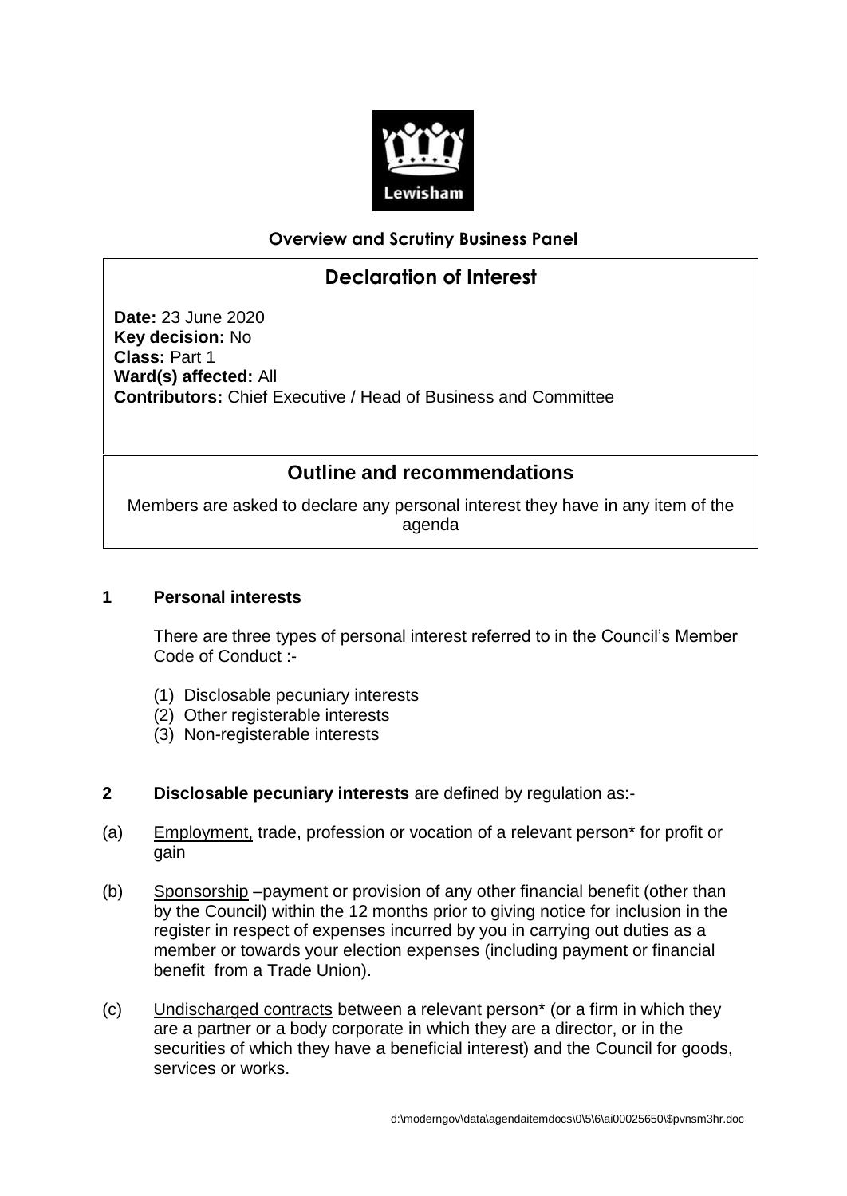Lewisham

**Overview and Scrutiny Business Panel**

# Declaration of Interest

**Date:** 23 June 2020
**Key decision:** No
**Class:** Part 1
**Ward(s) affected:** All
**Contributors:** Chief Executive / Head of Business and Committee

## Outline and recommendations

Members are asked to declare any personal interest they have in any item of the agenda

### 1 Personal interests

There are three types of personal interest referred to in the Council's Member Code of Conduct :-

(1) Disclosable pecuniary interests
(2) Other registerable interests
(3) Non-registerable interests

### 2 Disclosable pecuniary interests are defined by regulation as:-

(a) Employment, trade, profession or vocation of a relevant person* for profit or gain

(b) Sponsorship –payment or provision of any other financial benefit (other than by the Council) within the 12 months prior to giving notice for inclusion in the register in respect of expenses incurred by you in carrying out duties as a member or towards your election expenses (including payment or financial benefit from a Trade Union).

(c) Undischarged contracts between a relevant person* (or a firm in which they are a partner or a body corporate in which they are a director, or in the securities of which they have a beneficial interest) and the Council for goods, services or works.

d:\moderngov\data\agendaitemdocs\0\5\6\ai00025650\$pvnsm3hr.doc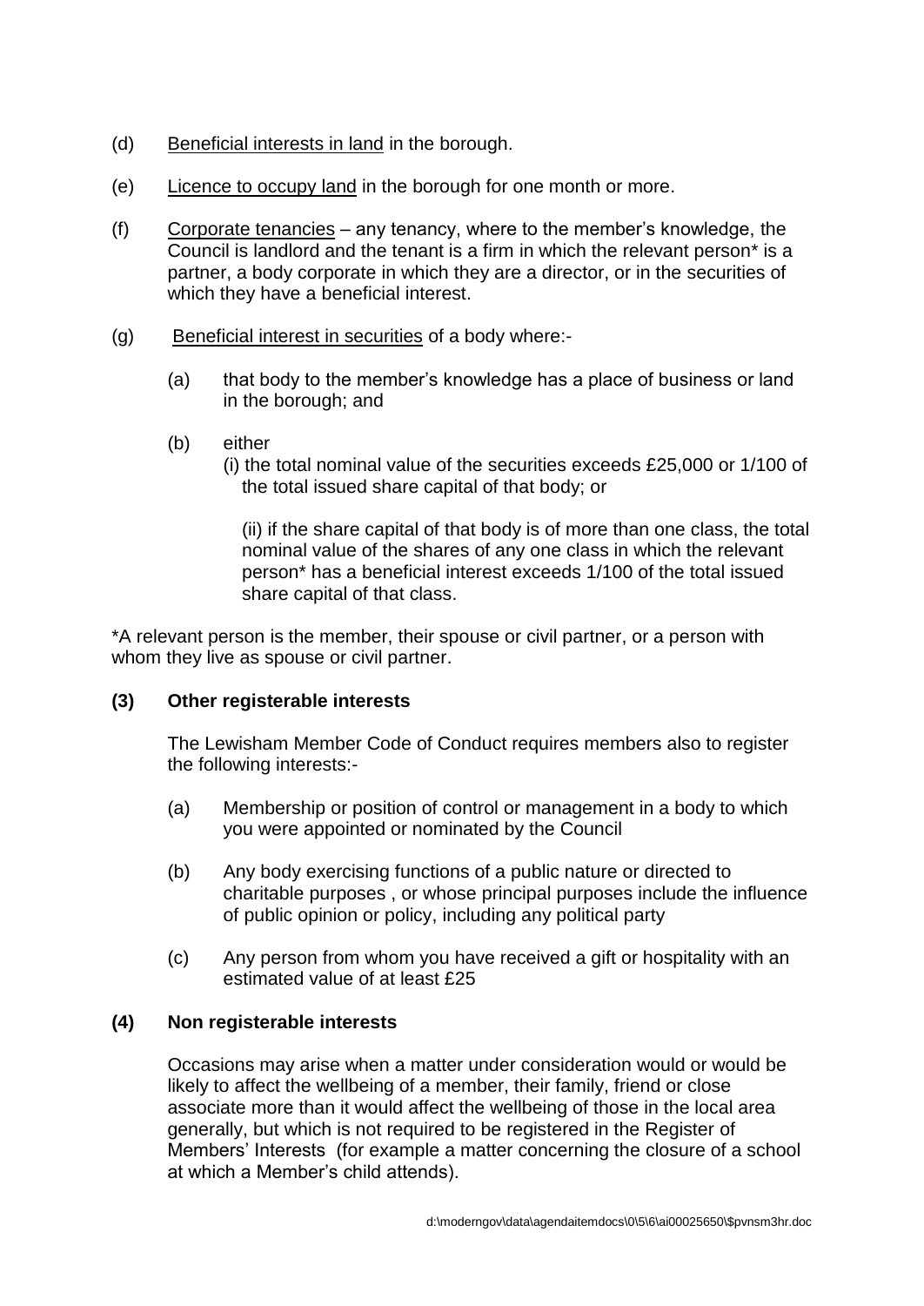(d) Beneficial interests in land in the borough.

(e) Licence to occupy land in the borough for one month or more.

(f) Corporate tenancies – any tenancy, where to the member's knowledge, the Council is landlord and the tenant is a firm in which the relevant person* is a partner, a body corporate in which they are a director, or in the securities of which they have a beneficial interest.

(g) Beneficial interest in securities of a body where:-

  (a) that body to the member's knowledge has a place of business or land in the borough; and

  (b) either
  (i) the total nominal value of the securities exceeds £25,000 or 1/100 of the total issued share capital of that body; or

  (ii) if the share capital of that body is of more than one class, the total nominal value of the shares of any one class in which the relevant person* has a beneficial interest exceeds 1/100 of the total issued share capital of that class.

*A relevant person is the member, their spouse or civil partner, or a person with whom they live as spouse or civil partner.

**(3) Other registerable interests**

The Lewisham Member Code of Conduct requires members also to register the following interests:-

(a) Membership or position of control or management in a body to which you were appointed or nominated by the Council

(b) Any body exercising functions of a public nature or directed to charitable purposes , or whose principal purposes include the influence of public opinion or policy, including any political party

(c) Any person from whom you have received a gift or hospitality with an estimated value of at least £25

**(4) Non registerable interests**

Occasions may arise when a matter under consideration would or would be likely to affect the wellbeing of a member, their family, friend or close associate more than it would affect the wellbeing of those in the local area generally, but which is not required to be registered in the Register of Members' Interests (for example a matter concerning the closure of a school at which a Member's child attends).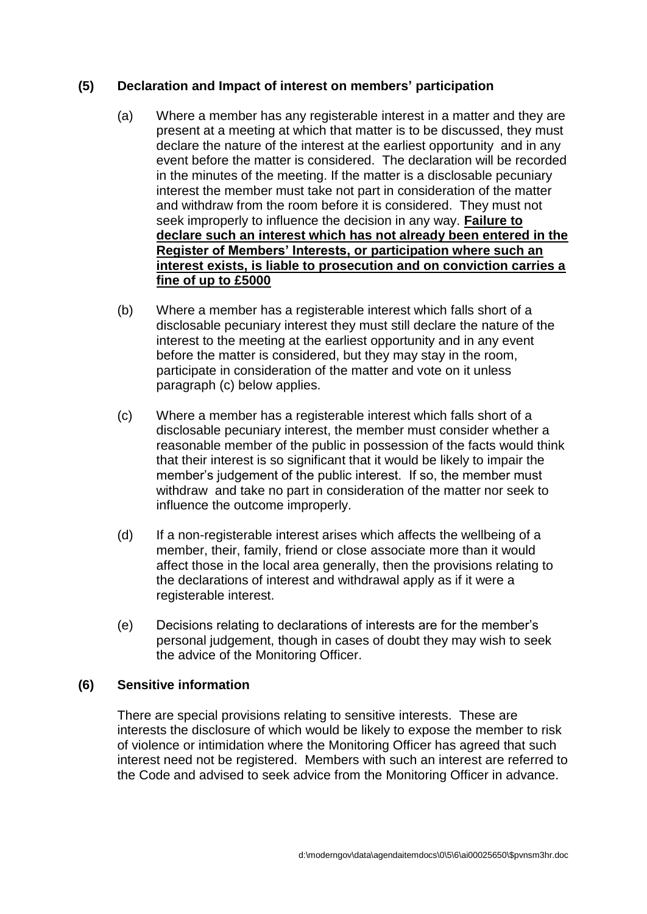## (5) Declaration and Impact of interest on members' participation

(a) Where a member has any registerable interest in a matter and they are present at a meeting at which that matter is to be discussed, they must declare the nature of the interest at the earliest opportunity and in any event before the matter is considered. The declaration will be recorded in the minutes of the meeting. If the matter is a disclosable pecuniary interest the member must take not part in consideration of the matter and withdraw from the room before it is considered. They must not seek improperly to influence the decision in any way. **<u>Failure to declare such an interest which has not already been entered in the Register of Members' Interests, or participation where such an interest exists, is liable to prosecution and on conviction carries a fine of up to £5000</u>**

(b) Where a member has a registerable interest which falls short of a disclosable pecuniary interest they must still declare the nature of the interest to the meeting at the earliest opportunity and in any event before the matter is considered, but they may stay in the room, participate in consideration of the matter and vote on it unless paragraph (c) below applies.

(c) Where a member has a registerable interest which falls short of a disclosable pecuniary interest, the member must consider whether a reasonable member of the public in possession of the facts would think that their interest is so significant that it would be likely to impair the member's judgement of the public interest. If so, the member must withdraw and take no part in consideration of the matter nor seek to influence the outcome improperly.

(d) If a non-registerable interest arises which affects the wellbeing of a member, their, family, friend or close associate more than it would affect those in the local area generally, then the provisions relating to the declarations of interest and withdrawal apply as if it were a registerable interest.

(e) Decisions relating to declarations of interests are for the member's personal judgement, though in cases of doubt they may wish to seek the advice of the Monitoring Officer.

## (6) Sensitive information

There are special provisions relating to sensitive interests. These are interests the disclosure of which would be likely to expose the member to risk of violence or intimidation where the Monitoring Officer has agreed that such interest need not be registered. Members with such an interest are referred to the Code and advised to seek advice from the Monitoring Officer in advance.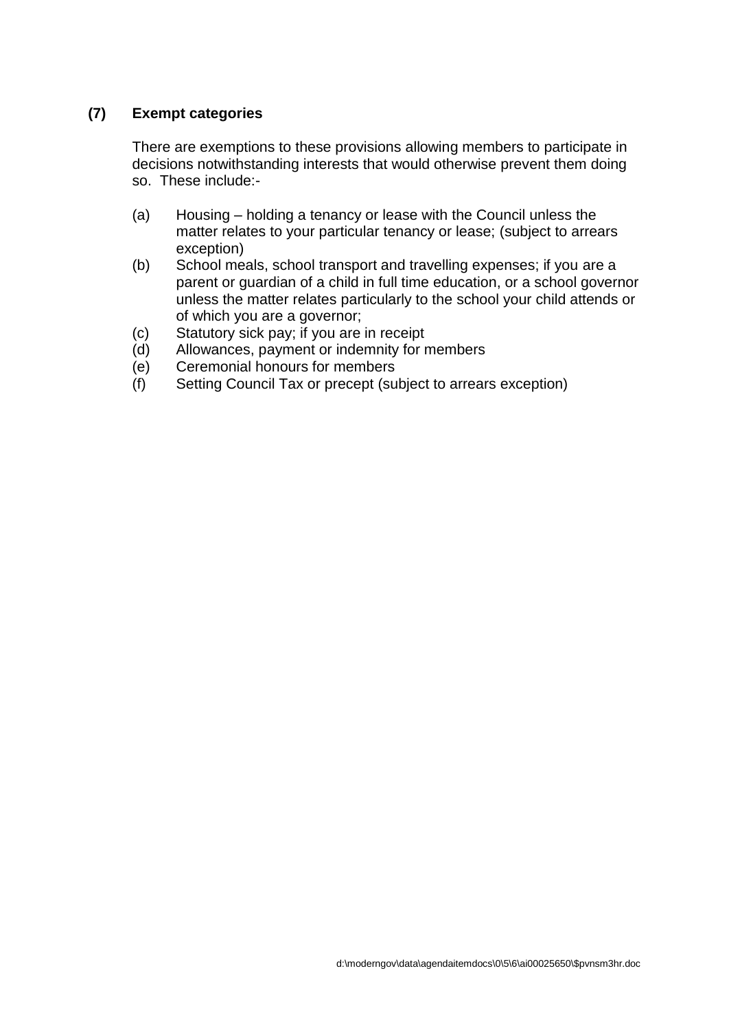**(7) Exempt categories**

There are exemptions to these provisions allowing members to participate in decisions notwithstanding interests that would otherwise prevent them doing so. These include:-

(a) Housing – holding a tenancy or lease with the Council unless the matter relates to your particular tenancy or lease; (subject to arrears exception)

(b) School meals, school transport and travelling expenses; if you are a parent or guardian of a child in full time education, or a school governor unless the matter relates particularly to the school your child attends or of which you are a governor;

(c) Statutory sick pay; if you are in receipt

(d) Allowances, payment or indemnity for members

(e) Ceremonial honours for members

(f) Setting Council Tax or precept (subject to arrears exception)